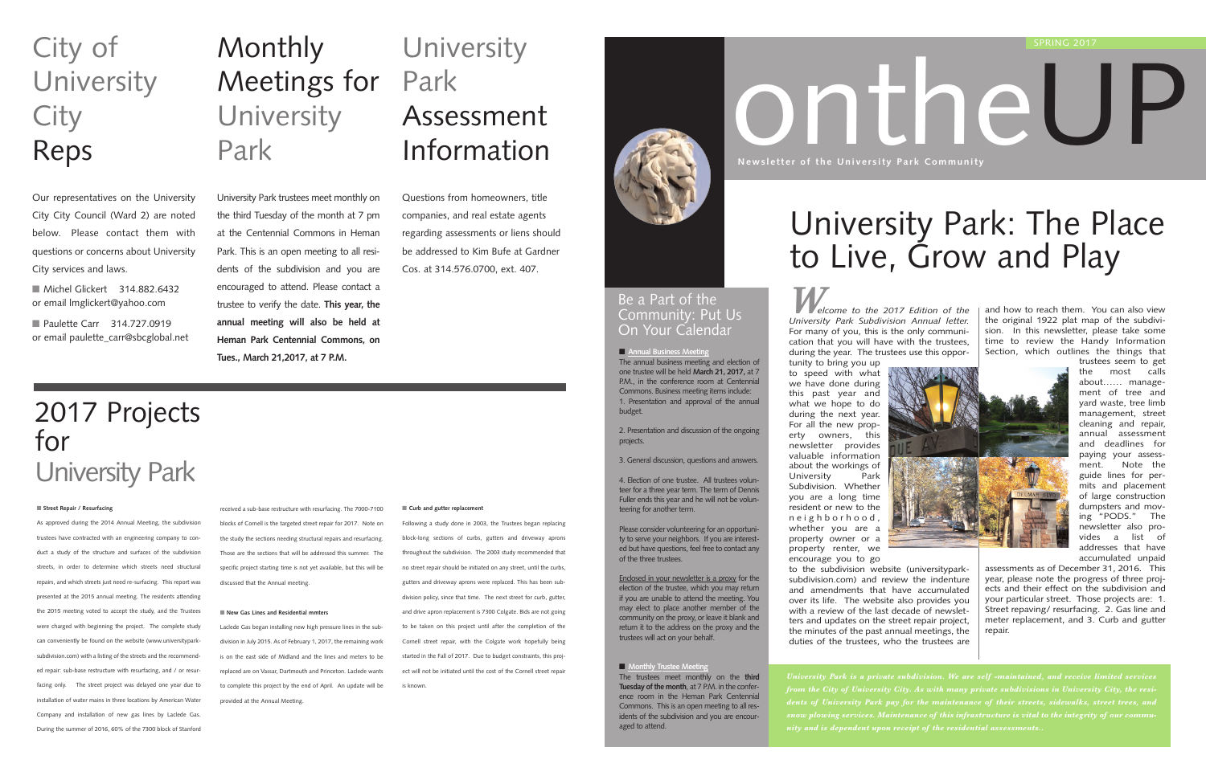# City of University City Reps

Our representatives on the University City City Council (Ward 2) are noted below. Please contact them with questions or concerns about University City services and laws.

- Michel Glickert 314.882.6432 or email lmglickert@yahoo.com
- Paulette Carr 314.727.0919 or email paulette_carr@sbcglobal.net

# Monthly Meetings for University Park

University Park trustees meet monthly on the third Tuesday of the month at 7 pm at the Centennial Commons in Heman Park. This is an open meeting to all residents of the subdivision and you are encouraged to attend. Please contact a trustee to verify the date. **This year, the annual meeting will also be held at Heman Park Centennial Commons, on Tues., March 21,2017, at 7 P.M.**

# University Park Assessment Information

Questions from homeowners, title companies, and real estate agents regarding assessments or liens should be addressed to Kim Bufe at Gardner Cos. at 314.576.0700, ext. 407.

# 2017 Projects for University Park

**Street Repair / Resurfacing**

As approved during the 2014 Annual Meeting, the subdivision trustees have contracted with an engineering company to conduct a study of the structure and surfaces of the subdivision streets, in order to determine which streets need structural repairs, and which streets just need re-surfacing. This report was presented at the 2015 annual meeting. The residents attending the 2015 meeting voted to accept the study, and the Trustees were charged with beginning the project. The complete study can conveniently be found on the website (www.universitypark-subdivision.com) with a listing of the streets and the recommended repair: sub-base restructure with resurfacing, and / or resurfacing only. The street project was delayed one year due to installation of water mains in three locations by American Water Company and installation of new gas lines by Laclede Gas. During the summer of 2016, 60% of the 7300 block of Stanford received a sub-base restructure with resurfacing. The 7000-7100 blocks of Cornell is the targeted street repair for 2017. Note on the study the sections needing structural repairs and resurfacing. Those are the sections that will be addressed this summer. The specific project starting time is not yet available, but this will be discussed that the Annual meeting.

**New Gas Lines and Residential mmters**

Laclede Gas began installing new high pressure lines in the subdivision in July 2015. As of February 1, 2017, the remaining work is on the east side of Midland and the lines and meters to be replaced are on Vassar, Dartmouth and Princeton. Laclede wants to complete this project by the end of April. An update will be provided at the Annual Meeting.

**Curb and gutter replacement**

Following a study done in 2003, the Trustees began replacing block-long sections of curbs, gutters and driveway aprons throughout the subdivision. The 2003 study recommended that no street repair should be initiated on any street, until the curbs, gutters and driveway aprons were replaced. This has been subdivision policy, since that time. The next street for curb, gutter, and drive apron replacement is 7300 Colgate. Bids are not going to be taken on this project until after the completion of the Cornell street repair, with the Colgate work hopefully being started in the Fall of 2017. Due to budget constraints, this project will not be initiated until the cost of the Cornell street repair is known.

SPRING 2017

# ontheUP

**Newsletter of the University Park Community**

# University Park: The Place to Live, Grow and Play

*Welcome to the 2017 Edition of the University Park Subdivision Annual letter.* For many of you, this is the only communication that you will have with the trustees, during the year. The trustees use this opportunity to bring you up to speed with what we have done during this past year and what we hope to do during the next year. For all the new property owners, this newsletter provides valuable information about the workings of University Park Subdivision. Whether you are a long time resident or new to the neighborhood, whether you are a property owner or a property renter, we encourage you to go to the subdivision website (universitypark-subdivision.com) and review the indenture and amendments that have accumulated over its life. The website also provides you with a review of the last decade of newsletters and updates on the street repair project, the minutes of the past annual meetings, the duties of the trustees, who the trustees are and how to reach them. You can also view the original 1922 plat map of the subdivision. In this newsletter, please take some time to review the Handy Information Section, which outlines the things that trustees seem to get the most calls about…… management of tree and yard waste, tree limb management, street cleaning and repair, annual assessment and deadlines for paying your assessment. Note the guide lines for permits and placement of large construction dumpsters and moving "PODS." The newsletter also provides a list of addresses that have accumulated unpaid assessments as of December 31, 2016. This year, please note the progress of three projects and their effect on the subdivision and your particular street. Those projects are: 1. Street repaving/ resurfacing. 2. Gas line and meter replacement, and 3. Curb and gutter repair.

## Be a Part of the Community: Put Us On Your Calendar

**Annual Business Meeting**

The annual business meeting and election of one trustee will be held **March 21, 2017,** at 7 P.M., in the conference room at Centennial Commons. Business meeting items include:

1. Presentation and approval of the annual budget.

2. Presentation and discussion of the ongoing projects.

3. General discussion, questions and answers.

4. Election of one trustee. All trustees volunteer for a three year term. The term of Dennis Fuller ends this year and he will not be volunteering for another term.

Please consider volunteering for an opportunity to serve your neighbors. If you are interested but have questions, feel free to contact any of the three trustees.

Enclosed in your newsletter is a proxy for the election of the trustee, which you may return if you are unable to attend the meeting. You may elect to place another member of the community on the proxy, or leave it blank and return it to the address on the proxy and the trustees will act on your behalf.

**Monthly Trustee Meeting**

The trustees meet monthly on the **third Tuesday of the month**, at 7 P.M. in the conference room in the Heman Park Centennial Commons. This is an open meeting to all residents of the subdivision and you are encouraged to attend.

*University Park is a private subdivision. We are self -maintained, and receive limited services from the City of University City. As with many private subdivisions in University City, the residents of University Park pay for the maintenance of their streets, sidewalks, street trees, and snow plowing services. Maintenance of this infrastructure is vital to the integrity of our community and is dependent upon receipt of the residential assessments..*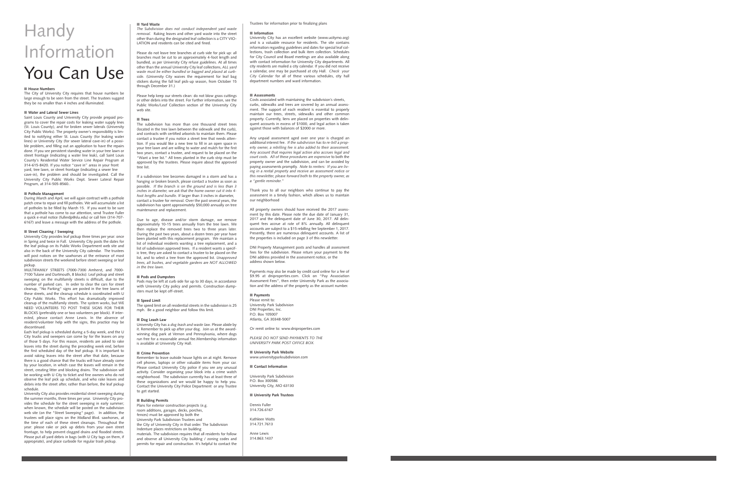# Handy Information You Can Use

## ■ House Numbers

The City of University City requires that house numbers be large enough to be seen from the street. The trustees suggest they be no smaller than 4 inches and illuminated.

## ■ Water and Lateral Sewer Lines

Saint Louis County and University City provide prepaid programs to cover the repair costs for leaking water supply lines (St. Louis County), and for broken sewer laterals (University City Public Works). The property owner's responsibility is limited to notifying either St. Louis County (for leaking water lines) or University City (for sewer lateral cave-in) of a possible problem, and filling out an application to have the repairs done. If you see persistent standing water in your tree lawn or street frontage (indicating a water line leak), call Saint Louis County's Residential Water Service Line Repair Program at 314-615-8420. If you notice "cave in" areas in your front yard, tree lawn, or street frontage (indicating a sewer line cave-in), the problem and should be investigated. Call the University City Public Works Dept. Sewer Lateral Repair Program, at 314-505-8560..

## ■ Pothole Management

During March and April, we will again contract with a pothole patch crew to repair and fill potholes. We will accumulate a list of potholes to be filled by March 15. If you want to be sure that a pothole has come to our attention, send Trustee Fuller a quick e-mail notice (fullerdp@slu.edu) or call him (314-707-6167) and leave a message with the address of the pothole.

## ■ Street Cleaning / Sweeping

University City provides leaf pickup three times per year: once in Spring and twice in Fall. University City posts the dates for the leaf pickup on its Public Works Department web site and also in the back of the University City calendar. The trustees will post notices on the sawhorses at the entrance of most subdivision streets the weekend before street sweeping or leaf pickup.

MULTIFAMILY STREETS (7000-7300 Amherst, and 7000-7100 Tulane and Dartmouth, 8 blocks): Leaf pickup and street sweeping on the multifamily streets is difficult, due to the number of parked cars. In order to clear the cars for street cleanup, "No Parking" signs are posted in the tree lawns of these streets, and the cleanup schedule is coordinated with U City Public Works. This effort has dramatically improved cleanup of the multifamily streets. The system works, but WE NEED VOLUNTEERS TO POST THESE SIGNS FOR THEIR BLOCKS (preferably one or two volunteers per block). If interested, please contact Anne Lewis. In the absence of resident/volunteer help with the signs, this practice may be discontinued.

Each leaf pickup is scheduled during a 5-day week, and the U City trucks and sweepers can come by for the leaves on any of those 5 days. For this reason, residents are asked to rake leaves into the street during the preceding week end, before the first scheduled day of the leaf pickup. It is important to avoid raking leaves into the street after that date, because there is a good chance that the trucks will have already come by your location, in which case the leaves will remain in the street, creating litter and blocking drains. The subdivision will be working with U City to ticket and fine owners who do not observe the leaf pick up schedule, and who rake leaves and debris into the street after, rather than before, the leaf pickup schedule.

University City also provides residential street sweeping during the summer months, three times per year. University City provides the schedule for the street sweeping in early summer; when known, the schedule will be posted on the subdivision web site (on the "Street Sweeping" page). In addition, the trustees will place signs on the Midland Blvd. sawhorses, at the time of each of these street cleanups. Throughout the year: please rake or pick up debris from your own street frontage, to help prevent clogged drains and flooded streets. Please put all yard debris in bags (with U City tags on them, if appropriate), and place curbside for regular trash pickup.

## ■ Yard Waste

*The Subdivision does not conduct independent yard waste removal.* Raking leaves and other yard waste into the street other than during the designated leaf collection is a CITY VIOLATION and residents can be cited and fined.

Please do not leave tree branches at curb side for pick up: all branches must be cut to an approximately 4-foot length and bundled, as per University City refuse guidelines. At all times other than the annual University City leaf collections, *ALL yard waste must be either bundled or bagged and placed at curbside.* (University City waives the requirement for leaf bag stickers during the fall leaf pick-up season, from October 15 through December 31.)

Please help keep our streets clean: do not blow grass cuttings or other debris into the street. For further information, see the Public Works/Leaf Collection section of the University City web site.

## ■ Trees

The subdivision has more than one thousand street trees (located in the tree lawn between the sidewalk and the curb), and contracts with certified arborists to maintain them. Please contact a trustee if you notice a street tree that needs attention. If you would like a new tree to fill in an open space in your tree lawn and are willing to water and mulch for the first two years, contact a trustee, and request to be placed on the "Want a tree list." All trees planted in the curb strip must be approved by the trustees. Please inquire about the approved tree list.

If a subdivision tree becomes damaged in a storm and has a hanging or broken branch, please contact a trustee as soon as possible. *If the branch is on the ground and is less than 3 inches in diameter, we ask that the home owner cut it into 4-foot lengths and bundle.* If larger than 3 inches in diameter, contact a trustee for removal. Over the past several years, the subdivision has spent approximately $50,000 annually on tree maintenance and replacement.

Due to age, disease and/or storm damage, we remove approximately 10-15 trees annually from the tree lawn. We then replace the removed trees two to three years later. During the past two years, about a dozen trees per year have been planted with this replacement program. We maintain a list of individual residents wanting a tree replacement, and a list of subdivision approved trees. If a resident wants a specific tree, they are asked to contact a trustee to be placed on the list, and to select a tree from the approved list. *Unapproved trees, all bushes, and vegetable gardens are NOT ALLOWED in the tree lawn.*

## ■ Pods and Dumpsters

Pods may be left at curb side for up to 30 days, in accordance with University City policy and permits. Construction dumpsters must be kept off-street.

## ■ Speed Limit

The speed limit on all residential streets in the subdivision is 25 mph. Be a good neighbor and follow this limit.

## ■ Dog Leash Law

University City has a *dog leash and waste law*. Please abide by it. Remember to pick up after your dog. Join us at the award-winning dog park at Vernon and Pennsylvania, where dogs run free for a reasonable annual fee.Membership information is available at University City Hall.

## ■ Crime Prevention

Remember to leave outside house lights on at night. Remove cell phones, laptops or other valuable items from your car. Please contact University City police if you see any unusual activity. Consider organizing your block into a crime watch neighborhood. The subdivision currently has at least three of these organizations and we would be happy to help you. Contact the University City Police Department or any Trustee to get started.

## ■ Building Permits

Plans for exterior construction projects (e.g. room additions, garages, decks, porches, fences) must be approved by both the University Park Subdivision Trustees and the City of University City in that order. The Subdivision Indenture places restrictions on building materials. The subdivision requires that all residents for follow and observe all University City building / zoning codes and permits for repair and construction. It's helpful to contact the Trustees for information prior to finalizing plans

## ■ Information

University City has an excellent website (www.ucitymo.org) and is a valuable resource for residents. The site contains information regarding guidelines and dates for special leaf collections, trash collection and bulk item collection. Schedules for City Council and Board meetings are also available along with contact information for University City departments. All city residents are mailed a city calendar. If you did not receive a calendar, one may be purchased at city Hall. *Check your City Calendar* for all of these various schedules, city hall department numbers and ward information.

## ■ Assessments

Costs associated with maintaining the subdivision's streets, curbs, sidewalks and trees are covered by an annual assessment. The support of each resident is essential to properly maintain our trees, streets, sidewalks and other common property. Currently, liens are placed on properties with delinquent accounts in excess of $1000, and legal action is taken against those with balances of $2000 or more.

Any unpaid assessment aged over one year is charged an additional interest fee. *If the subdivision has to re-bill a property owner, a rebilling fee is also added to their assessment. Any account that requires legal action also accrues legal and court costs. All of these procedures are expensive* to both the property owner and the subdivision, and can be avoided by paying assessments promptly. *Note to renters: If you are living in a rental property and receive an assessment notice or this newsletter, please forward both to the property owner, as a "gentle reminder."*

Thank you to all our neighbors who continue to pay the assessment in a timely fashion, which allows us to maintain our neighborhood

All property owners should have received the 2017 assessment by this date. Please note the due date of January 31, 2017 and the delinquent date of June 30, 2017. All delinquent fees accrue at rate of 8% annually. All delinquent accounts are subject to a $15 rebilling fee September 1, 2017. Presently, there are numerous delinquent accounts. A list of the properties is included on page 3 of this newsletter.

DNI Property Management posts and handles all assessment fees for the subdivision. Please return your payment to the DNI address provided in the assessment notice, or the address shown below.

Payments may also be made by credit card online for a fee of $9.95 at dniproperties.com. Click on "Pay Association Assessment Fees", then enter University Park as the association and the address of the property as the account number.

## ■ Payments

Please remit to:
University Park Subdivision
DNI Properties, Inc.
P.O. Box 105007
Atlanta, GA 30348-5007

Or remit online to: www.dniproperties.com

*PLEASE DO NOT SEND PAYMENTS TO THE UNIVERSITY PARK POST OFFICE BOX.*

## ■ University Park Website

www.universityparksubdivision.com

## ■ Contact Information

University Park Subdivision
P.O. Box 300586
University City, MO 63130

## ■ University Park Trustees

Dennis Fuller
314.726.6167

Kathleen Watts
314.721.7613

Anne Lewis
314.863.1437